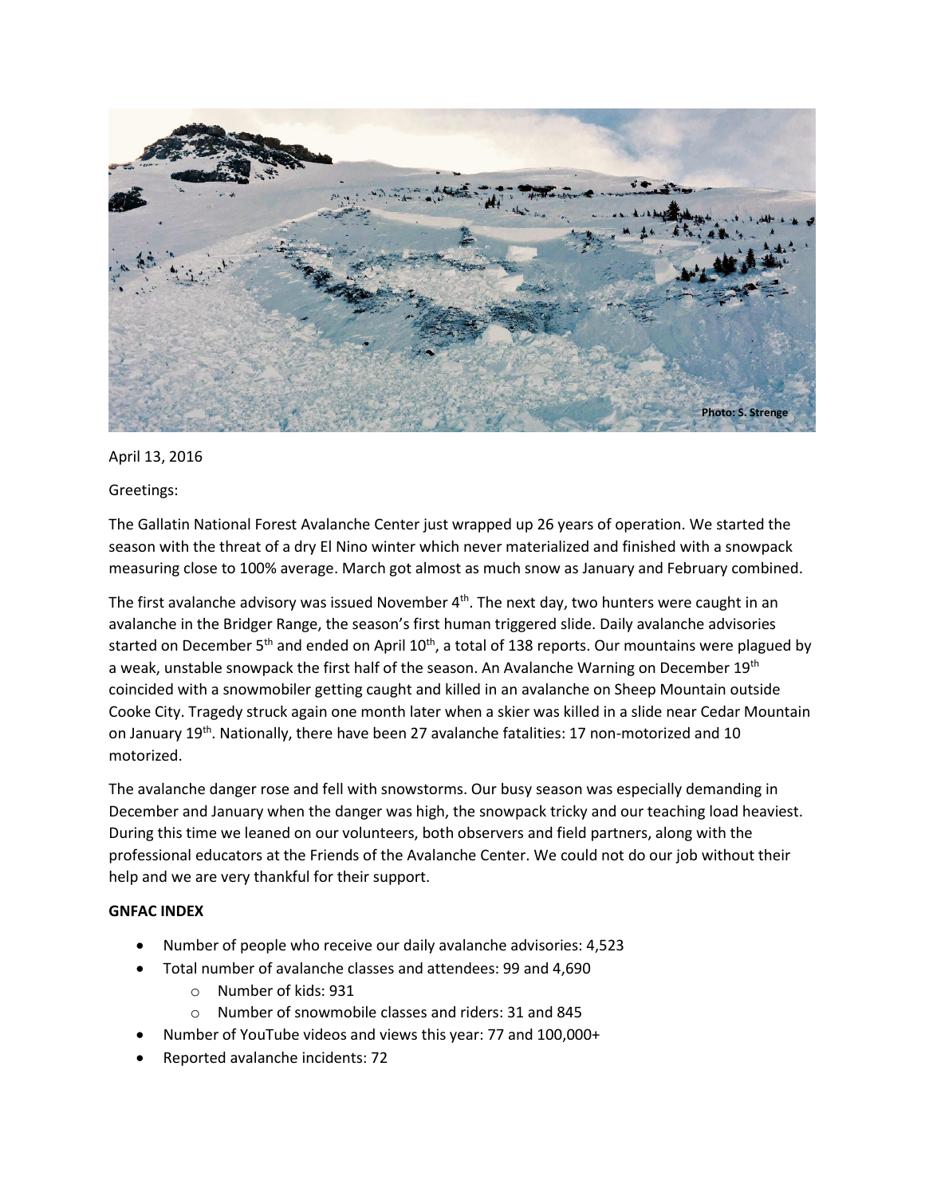Photo: S. Strenge

April 13, 2016

Greetings:

The Gallatin National Forest Avalanche Center just wrapped up 26 years of operation. We started the season with the threat of a dry El Nino winter which never materialized and finished with a snowpack measuring close to 100% average. March got almost as much snow as January and February combined.

The first avalanche advisory was issued November 4th. The next day, two hunters were caught in an avalanche in the Bridger Range, the season's first human triggered slide. Daily avalanche advisories started on December 5th and ended on April 10th, a total of 138 reports. Our mountains were plagued by a weak, unstable snowpack the first half of the season. An Avalanche Warning on December 19th coincided with a snowmobiler getting caught and killed in an avalanche on Sheep Mountain outside Cooke City. Tragedy struck again one month later when a skier was killed in a slide near Cedar Mountain on January 19th. Nationally, there have been 27 avalanche fatalities: 17 non-motorized and 10 motorized.

The avalanche danger rose and fell with snowstorms. Our busy season was especially demanding in December and January when the danger was high, the snowpack tricky and our teaching load heaviest. During this time we leaned on our volunteers, both observers and field partners, along with the professional educators at the Friends of the Avalanche Center. We could not do our job without their help and we are very thankful for their support.

**GNFAC INDEX**

- Number of people who receive our daily avalanche advisories: 4,523
- Total number of avalanche classes and attendees: 99 and 4,690
    - Number of kids: 931
    - Number of snowmobile classes and riders: 31 and 845
- Number of YouTube videos and views this year: 77 and 100,000+
- Reported avalanche incidents: 72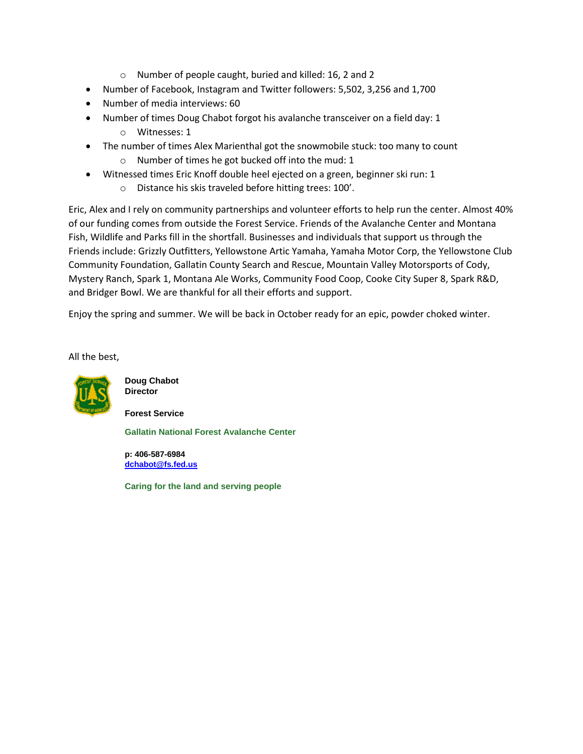- Number of people caught, buried and killed: 16, 2 and 2
- Number of Facebook, Instagram and Twitter followers: 5,502, 3,256 and 1,700
- Number of media interviews: 60
- Number of times Doug Chabot forgot his avalanche transceiver on a field day: 1
    - Witnesses: 1
- The number of times Alex Marienthal got the snowmobile stuck: too many to count
    - Number of times he got bucked off into the mud: 1
- Witnessed times Eric Knoff double heel ejected on a green, beginner ski run: 1
    - Distance his skis traveled before hitting trees: 100'.

Eric, Alex and I rely on community partnerships and volunteer efforts to help run the center. Almost 40% of our funding comes from outside the Forest Service. Friends of the Avalanche Center and Montana Fish, Wildlife and Parks fill in the shortfall. Businesses and individuals that support us through the Friends include: Grizzly Outfitters, Yellowstone Artic Yamaha, Yamaha Motor Corp, the Yellowstone Club Community Foundation, Gallatin County Search and Rescue, Mountain Valley Motorsports of Cody, Mystery Ranch, Spark 1, Montana Ale Works, Community Food Coop, Cooke City Super 8, Spark R&D, and Bridger Bowl. We are thankful for all their efforts and support.

Enjoy the spring and summer. We will be back in October ready for an epic, powder choked winter.

All the best,

**Doug Chabot**
**Director**

**Forest Service**

**Gallatin National Forest Avalanche Center**

**p: 406-587-6984**
**dchabot@fs.fed.us**

**Caring for the land and serving people**